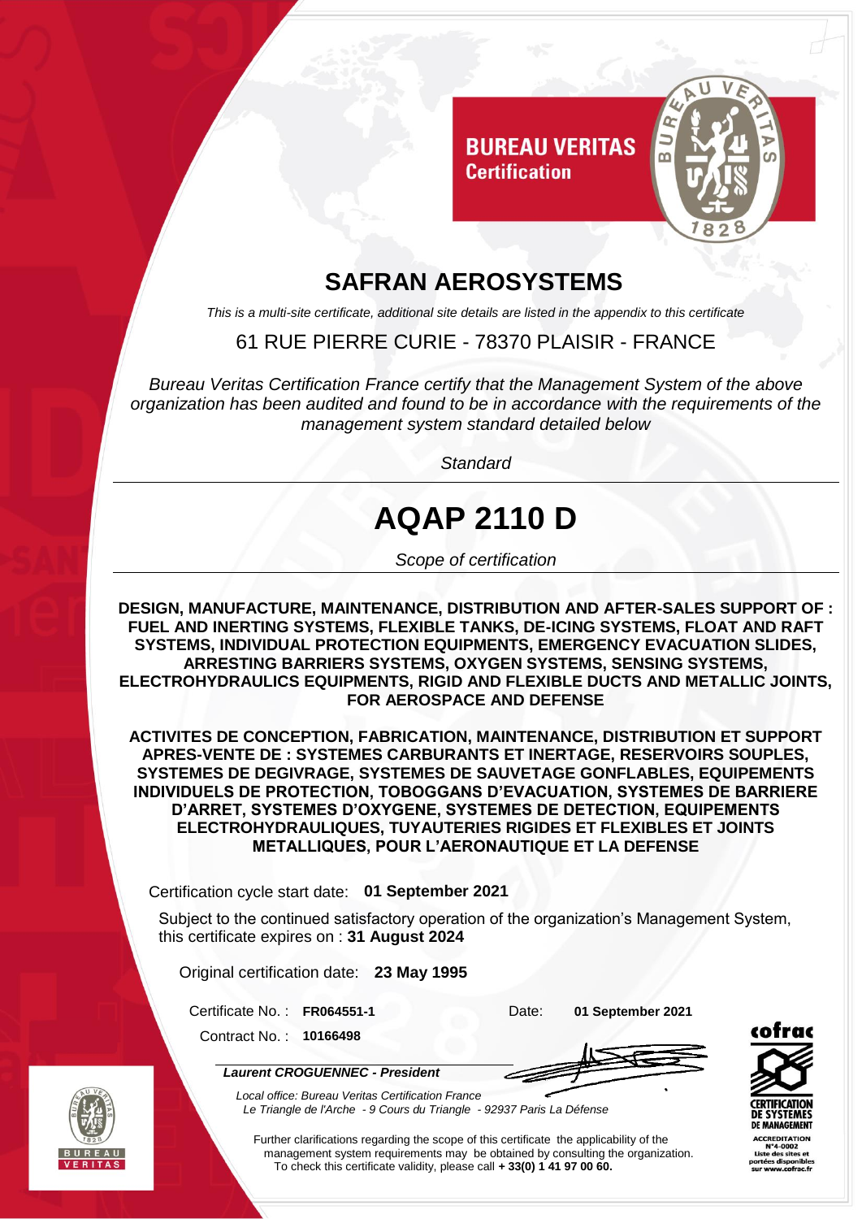**BUREAU VERITAS**
**Certification**

# SAFRAN AEROSYSTEMS

*This is a multi-site certificate, additional site details are listed in the appendix to this certificate*

61 RUE PIERRE CURIE - 78370 PLAISIR - FRANCE

*Bureau Veritas Certification France certify that the Management System of the above organization has been audited and found to be in accordance with the requirements of the management system standard detailed below*

*Standard*

# AQAP 2110 D

*Scope of certification*

**DESIGN, MANUFACTURE, MAINTENANCE, DISTRIBUTION AND AFTER-SALES SUPPORT OF : FUEL AND INERTING SYSTEMS, FLEXIBLE TANKS, DE-ICING SYSTEMS, FLOAT AND RAFT SYSTEMS, INDIVIDUAL PROTECTION EQUIPMENTS, EMERGENCY EVACUATION SLIDES, ARRESTING BARRIERS SYSTEMS, OXYGEN SYSTEMS, SENSING SYSTEMS, ELECTROHYDRAULICS EQUIPMENTS, RIGID AND FLEXIBLE DUCTS AND METALLIC JOINTS, FOR AEROSPACE AND DEFENSE**

**ACTIVITES DE CONCEPTION, FABRICATION, MAINTENANCE, DISTRIBUTION ET SUPPORT APRES-VENTE DE : SYSTEMES CARBURANTS ET INERTAGE, RESERVOIRS SOUPLES, SYSTEMES DE DEGIVRAGE, SYSTEMES DE SAUVETAGE GONFLABLES, EQUIPEMENTS INDIVIDUELS DE PROTECTION, TOBOGGANS D'EVACUATION, SYSTEMES DE BARRIERE D'ARRET, SYSTEMES D'OXYGENE, SYSTEMES DE DETECTION, EQUIPEMENTS ELECTROHYDRAULIQUES, TUYAUTERIES RIGIDES ET FLEXIBLES ET JOINTS METALLIQUES, POUR L'AERONAUTIQUE ET LA DEFENSE**

Certification cycle start date: **01 September 2021**

Subject to the continued satisfactory operation of the organization's Management System, this certificate expires on : **31 August 2024**

Original certification date: **23 May 1995**

Certificate No. : **FR064551-1**

Date: **01 September 2021**

Contract No. : **10166498**

***Laurent CROGUENNEC - President***

*Local office: Bureau Veritas Certification France*
*Le Triangle de l'Arche - 9 Cours du Triangle - 92937 Paris La Défense*

Further clarifications regarding the scope of this certificate the applicability of the management system requirements may be obtained by consulting the organization.
To check this certificate validity, please call **+ 33(0) 1 41 97 00 60.**

cofrac
CERTIFICATION DE SYSTEMES DE MANAGEMENT
ACCREDITATION N°4-0002
Liste des sites et portées disponibles sur www.cofrac.fr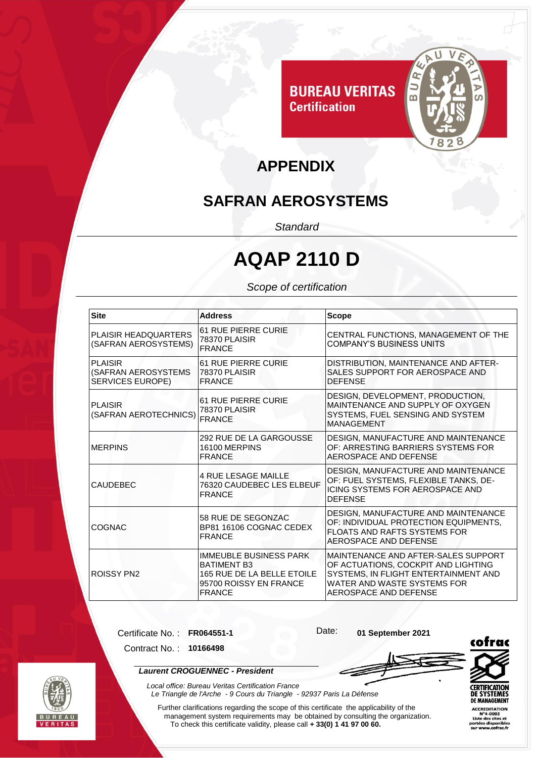BUREAU VERITAS
Certification

# APPENDIX

## SAFRAN AEROSYSTEMS

*Standard*

# AQAP 2110 D

*Scope of certification*

| Site | Address | Scope |
|---|---|---|
| PLAISIR HEADQUARTERS (SAFRAN AEROSYSTEMS) | 61 RUE PIERRE CURIE 78370 PLAISIR FRANCE | CENTRAL FUNCTIONS, MANAGEMENT OF THE COMPANY'S BUSINESS UNITS |
| PLAISIR (SAFRAN AEROSYSTEMS SERVICES EUROPE) | 61 RUE PIERRE CURIE 78370 PLAISIR FRANCE | DISTRIBUTION, MAINTENANCE AND AFTER-SALES SUPPORT FOR AEROSPACE AND DEFENSE |
| PLAISIR (SAFRAN AEROTECHNICS) | 61 RUE PIERRE CURIE 78370 PLAISIR FRANCE | DESIGN, DEVELOPMENT, PRODUCTION, MAINTENANCE AND SUPPLY OF OXYGEN SYSTEMS, FUEL SENSING AND SYSTEM MANAGEMENT |
| MERPINS | 292 RUE DE LA GARGOUSSE 16100 MERPINS FRANCE | DESIGN, MANUFACTURE AND MAINTENANCE OF: ARRESTING BARRIERS SYSTEMS FOR AEROSPACE AND DEFENSE |
| CAUDEBEC | 4 RUE LESAGE MAILLE 76320 CAUDEBEC LES ELBEUF FRANCE | DESIGN, MANUFACTURE AND MAINTENANCE OF: FUEL SYSTEMS, FLEXIBLE TANKS, DE-ICING SYSTEMS FOR AEROSPACE AND DEFENSE |
| COGNAC | 58 RUE DE SEGONZAC BP81 16106 COGNAC CEDEX FRANCE | DESIGN, MANUFACTURE AND MAINTENANCE OF: INDIVIDUAL PROTECTION EQUIPMENTS, FLOATS AND RAFTS SYSTEMS FOR AEROSPACE AND DEFENSE |
| ROISSY PN2 | IMMEUBLE BUSINESS PARK BATIMENT B3 165 RUE DE LA BELLE ETOILE 95700 ROISSY EN FRANCE FRANCE | MAINTENANCE AND AFTER-SALES SUPPORT OF ACTUATIONS, COCKPIT AND LIGHTING SYSTEMS, IN FLIGHT ENTERTAINMENT AND WATER AND WASTE SYSTEMS FOR AEROSPACE AND DEFENSE |

Certificate No. : **FR064551-1**

Contract No. : **10166498**

Date: **01 September 2021**

***Laurent CROGUENNEC - President***

*Local office: Bureau Veritas Certification France*
*Le Triangle de l'Arche - 9 Cours du Triangle - 92937 Paris La Défense*

Further clarifications regarding the scope of this certificate the applicability of the management system requirements may be obtained by consulting the organization.
To check this certificate validity, please call **+ 33(0) 1 41 97 00 60.**

cofrac
CERTIFICATION DE SYSTEMES DE MANAGEMENT
ACCREDITATION N°4-0002
Liste des sites et portées disponibles sur www.cofrac.fr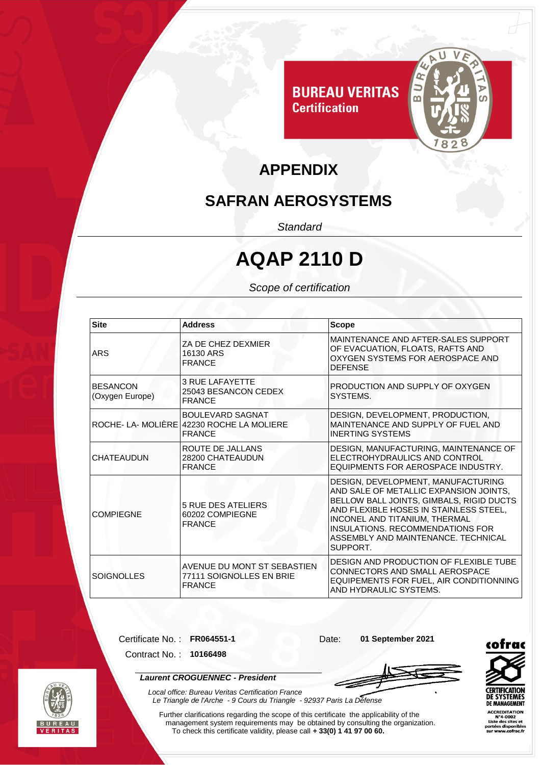**BUREAU VERITAS**
**Certification**

# APPENDIX

## SAFRAN AEROSYSTEMS

*Standard*

# AQAP 2110 D

*Scope of certification*

| Site | Address | Scope |
|---|---|---|
| ARS | ZA DE CHEZ DEXMIER<br>16130 ARS<br>FRANCE | MAINTENANCE AND AFTER-SALES SUPPORT OF EVACUATION, FLOATS, RAFTS AND OXYGEN SYSTEMS FOR AEROSPACE AND DEFENSE |
| BESANCON (Oxygen Europe) | 3 RUE LAFAYETTE<br>25043 BESANCON CEDEX<br>FRANCE | PRODUCTION AND SUPPLY OF OXYGEN SYSTEMS. |
| ROCHE- LA- MOLIÈRE | BOULEVARD SAGNAT<br>42230 ROCHE LA MOLIERE<br>FRANCE | DESIGN, DEVELOPMENT, PRODUCTION, MAINTENANCE AND SUPPLY OF FUEL AND INERTING SYSTEMS |
| CHATEAUDUN | ROUTE DE JALLANS<br>28200 CHATEAUDUN<br>FRANCE | DESIGN, MANUFACTURING, MAINTENANCE OF ELECTROHYDRAULICS AND CONTROL EQUIPMENTS FOR AEROSPACE INDUSTRY. |
| COMPIEGNE | 5 RUE DES ATELIERS<br>60202 COMPIEGNE<br>FRANCE | DESIGN, DEVELOPMENT, MANUFACTURING AND SALE OF METALLIC EXPANSION JOINTS, BELLOW BALL JOINTS, GIMBALS, RIGID DUCTS AND FLEXIBLE HOSES IN STAINLESS STEEL, INCONEL AND TITANIUM, THERMAL INSULATIONS. RECOMMENDATIONS FOR ASSEMBLY AND MAINTENANCE. TECHNICAL SUPPORT. |
| SOIGNOLLES | AVENUE DU MONT ST SEBASTIEN<br>77111 SOIGNOLLES EN BRIE<br>FRANCE | DESIGN AND PRODUCTION OF FLEXIBLE TUBE CONNECTORS AND SMALL AEROSPACE EQUIPEMENTS FOR FUEL, AIR CONDITIONNING AND HYDRAULIC SYSTEMS. |

Certificate No. : **FR064551-1**    Date: **01 September 2021**

Contract No. : **10166498**

***Laurent CROGUENNEC - President***

*Local office: Bureau Veritas Certification France*
*Le Triangle de l'Arche - 9 Cours du Triangle - 92937 Paris La Défense*

Further clarifications regarding the scope of this certificate the applicability of the management system requirements may be obtained by consulting the organization.
To check this certificate validity, please call **+ 33(0) 1 41 97 00 60.**

cofrac
CERTIFICATION DE SYSTEMES DE MANAGEMENT
ACCREDITATION N°4-0002
Liste des sites et portées disponibles sur www.cofrac.fr